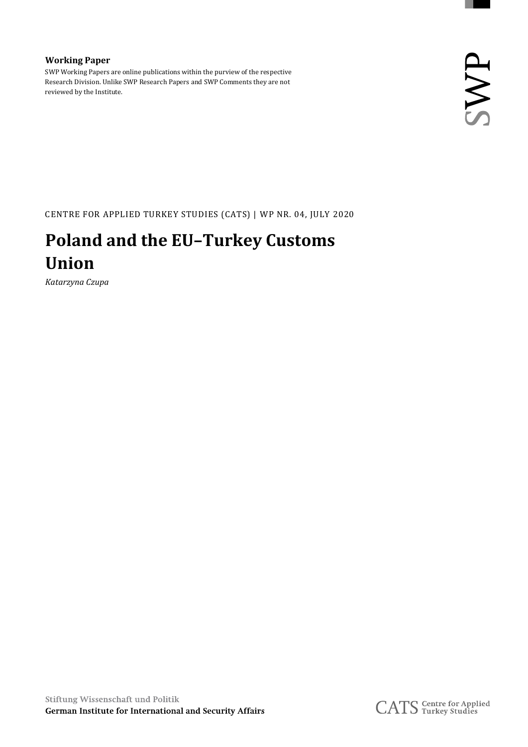**Working Paper**

SWP Working Papers are online publications within the purview of the respective Research Division. Unlike SWP Research Papers and SWP Comments they are not reviewed by the Institute.

SWP

CENTRE FOR APPLIED TURKEY STUDIES (CATS) | WP NR. 04, JULY 2020

# Poland and the EU–Turkey Customs Union

*Katarzyna Czupa*

Stiftung Wissenschaft und Politik
**German Institute for International and Security Affairs**

CATS Centre for Applied Turkey Studies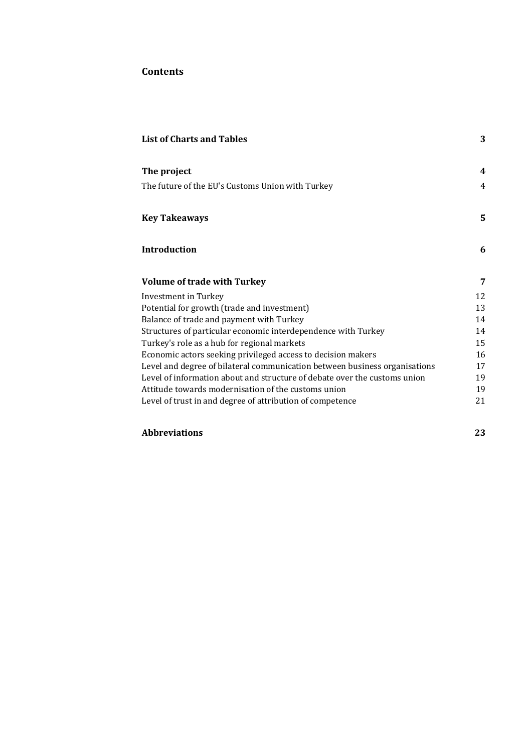## Contents

| | |
|---|---|
| **List of Charts and Tables** | **3** |
| **The project** | **4** |
| The future of the EU's Customs Union with Turkey | 4 |
| **Key Takeaways** | **5** |
| **Introduction** | **6** |
| **Volume of trade with Turkey** | **7** |
| Investment in Turkey | 12 |
| Potential for growth (trade and investment) | 13 |
| Balance of trade and payment with Turkey | 14 |
| Structures of particular economic interdependence with Turkey | 14 |
| Turkey's role as a hub for regional markets | 15 |
| Economic actors seeking privileged access to decision makers | 16 |
| Level and degree of bilateral communication between business organisations | 17 |
| Level of information about and structure of debate over the customs union | 19 |
| Attitude towards modernisation of the customs union | 19 |
| Level of trust in and degree of attribution of competence | 21 |
| **Abbreviations** | **23** |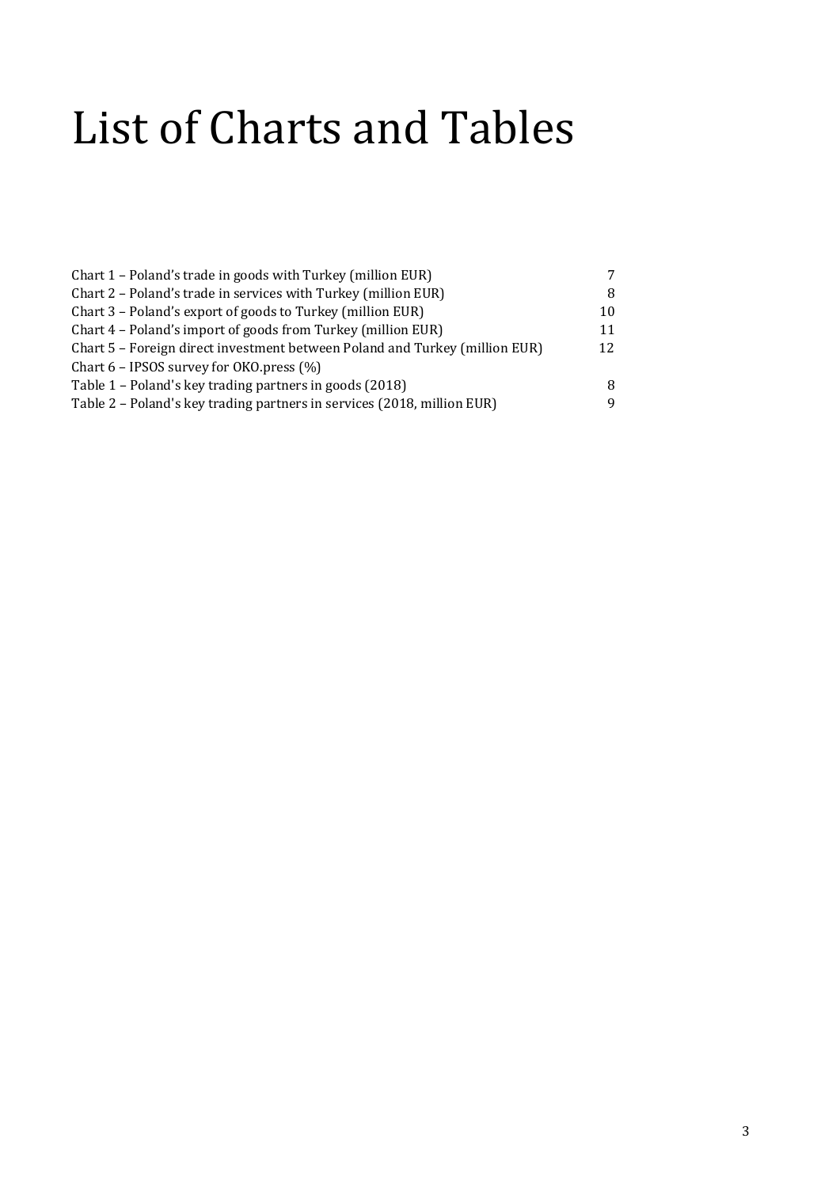# List of Charts and Tables

| | |
|---|---|
| Chart 1 – Poland's trade in goods with Turkey (million EUR) | 7 |
| Chart 2 – Poland's trade in services with Turkey (million EUR) | 8 |
| Chart 3 – Poland's export of goods to Turkey (million EUR) | 10 |
| Chart 4 – Poland's import of goods from Turkey (million EUR) | 11 |
| Chart 5 – Foreign direct investment between Poland and Turkey (million EUR) | 12 |
| Chart 6 – IPSOS survey for OKO.press (%) | |
| Table 1 – Poland's key trading partners in goods (2018) | 8 |
| Table 2 – Poland's key trading partners in services (2018, million EUR) | 9 |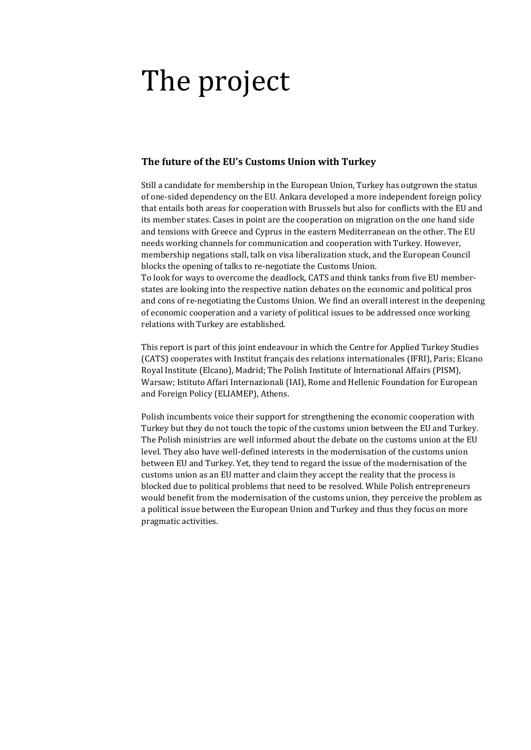# The project

### The future of the EU's Customs Union with Turkey

Still a candidate for membership in the European Union, Turkey has outgrown the status of one-sided dependency on the EU. Ankara developed a more independent foreign policy that entails both areas for cooperation with Brussels but also for conflicts with the EU and its member states. Cases in point are the cooperation on migration on the one hand side and tensions with Greece and Cyprus in the eastern Mediterranean on the other. The EU needs working channels for communication and cooperation with Turkey. However, membership negations stall, talk on visa liberalization stuck, and the European Council blocks the opening of talks to re-negotiate the Customs Union.
To look for ways to overcome the deadlock, CATS and think tanks from five EU member-states are looking into the respective nation debates on the economic and political pros and cons of re-negotiating the Customs Union. We find an overall interest in the deepening of economic cooperation and a variety of political issues to be addressed once working relations with Turkey are established.

This report is part of this joint endeavour in which the Centre for Applied Turkey Studies (CATS) cooperates with Institut français des relations internationales (IFRI), Paris; Elcano Royal Institute (Elcano), Madrid; The Polish Institute of International Affairs (PISM), Warsaw; Istituto Affari Internazionali (IAI), Rome and Hellenic Foundation for European and Foreign Policy (ELIAMEP), Athens.

Polish incumbents voice their support for strengthening the economic cooperation with Turkey but they do not touch the topic of the customs union between the EU and Turkey. The Polish ministries are well informed about the debate on the customs union at the EU level. They also have well-defined interests in the modernisation of the customs union between EU and Turkey. Yet, they tend to regard the issue of the modernisation of the customs union as an EU matter and claim they accept the reality that the process is blocked due to political problems that need to be resolved. While Polish entrepreneurs would benefit from the modernisation of the customs union, they perceive the problem as a political issue between the European Union and Turkey and thus they focus on more pragmatic activities.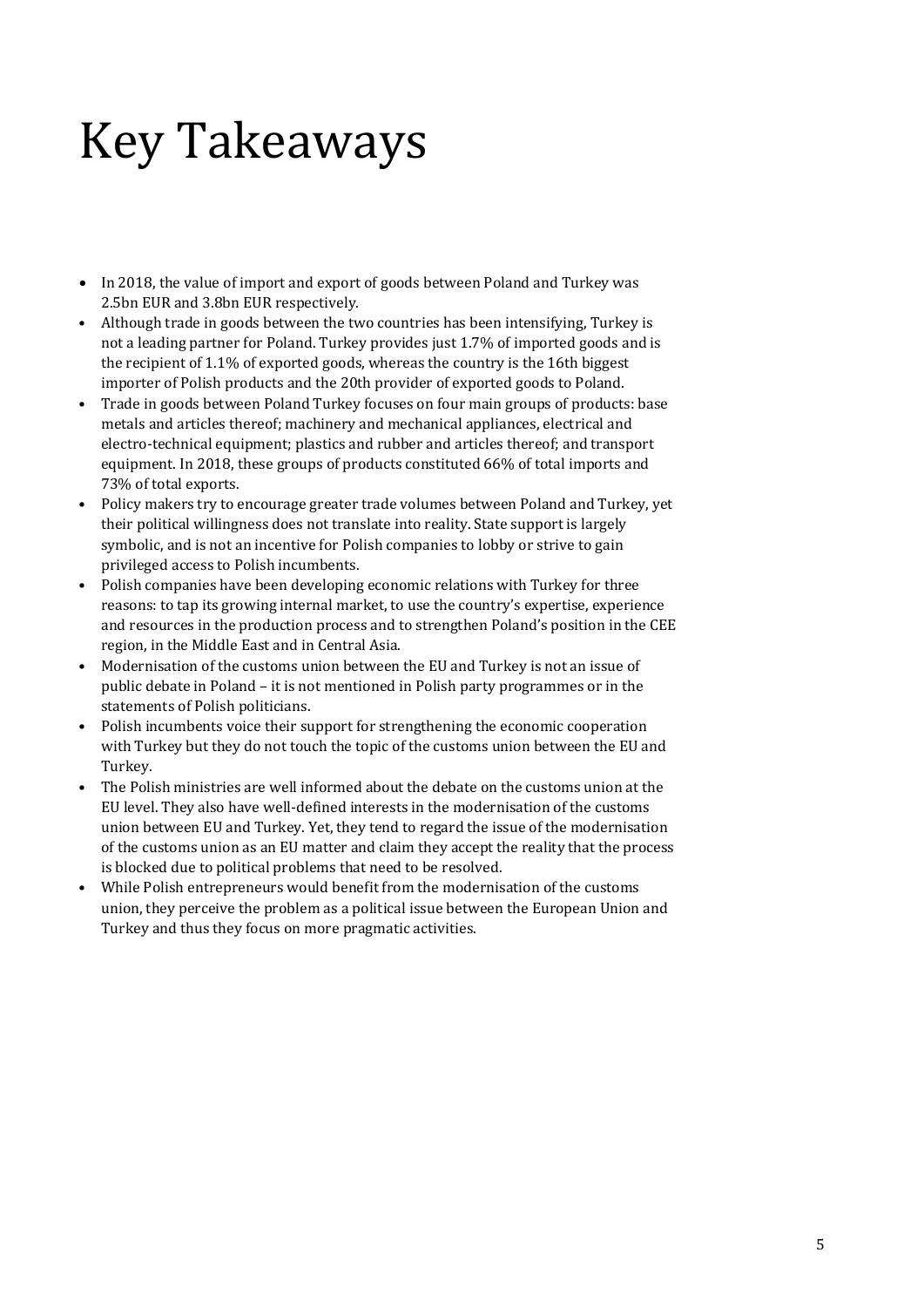# Key Takeaways

- In 2018, the value of import and export of goods between Poland and Turkey was 2.5bn EUR and 3.8bn EUR respectively.
- Although trade in goods between the two countries has been intensifying, Turkey is not a leading partner for Poland. Turkey provides just 1.7% of imported goods and is the recipient of 1.1% of exported goods, whereas the country is the 16th biggest importer of Polish products and the 20th provider of exported goods to Poland.
- Trade in goods between Poland Turkey focuses on four main groups of products: base metals and articles thereof; machinery and mechanical appliances, electrical and electro-technical equipment; plastics and rubber and articles thereof; and transport equipment. In 2018, these groups of products constituted 66% of total imports and 73% of total exports.
- Policy makers try to encourage greater trade volumes between Poland and Turkey, yet their political willingness does not translate into reality. State support is largely symbolic, and is not an incentive for Polish companies to lobby or strive to gain privileged access to Polish incumbents.
- Polish companies have been developing economic relations with Turkey for three reasons: to tap its growing internal market, to use the country's expertise, experience and resources in the production process and to strengthen Poland's position in the CEE region, in the Middle East and in Central Asia.
- Modernisation of the customs union between the EU and Turkey is not an issue of public debate in Poland – it is not mentioned in Polish party programmes or in the statements of Polish politicians.
- Polish incumbents voice their support for strengthening the economic cooperation with Turkey but they do not touch the topic of the customs union between the EU and Turkey.
- The Polish ministries are well informed about the debate on the customs union at the EU level. They also have well-defined interests in the modernisation of the customs union between EU and Turkey. Yet, they tend to regard the issue of the modernisation of the customs union as an EU matter and claim they accept the reality that the process is blocked due to political problems that need to be resolved.
- While Polish entrepreneurs would benefit from the modernisation of the customs union, they perceive the problem as a political issue between the European Union and Turkey and thus they focus on more pragmatic activities.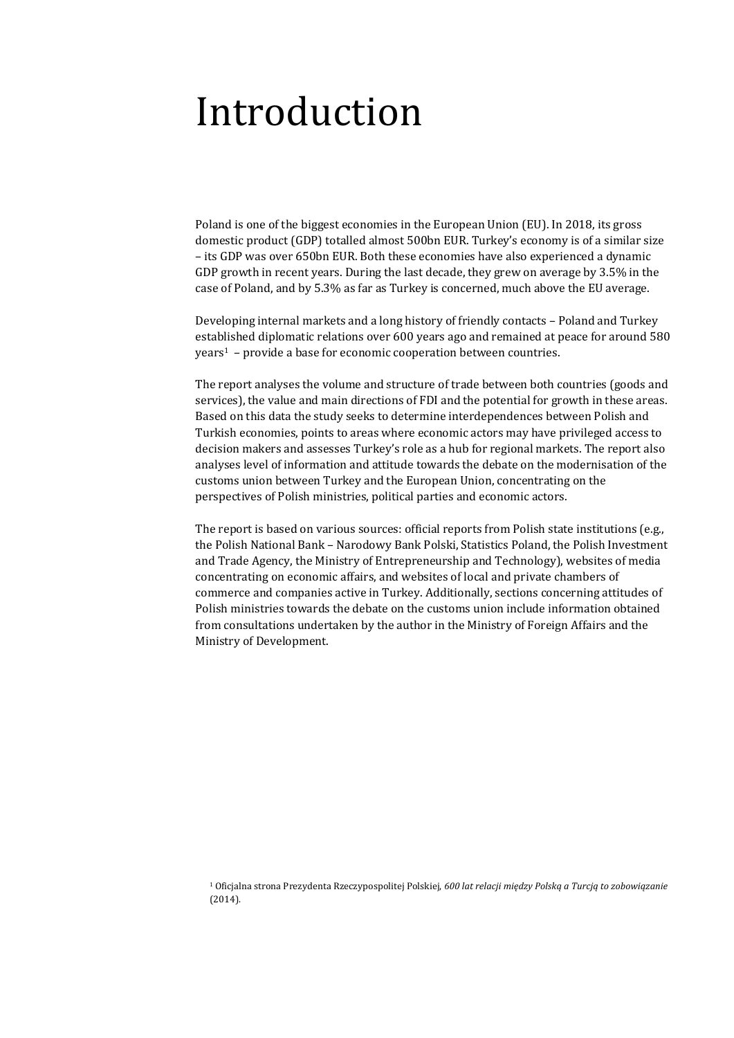# Introduction

Poland is one of the biggest economies in the European Union (EU). In 2018, its gross domestic product (GDP) totalled almost 500bn EUR. Turkey's economy is of a similar size – its GDP was over 650bn EUR. Both these economies have also experienced a dynamic GDP growth in recent years. During the last decade, they grew on average by 3.5% in the case of Poland, and by 5.3% as far as Turkey is concerned, much above the EU average.

Developing internal markets and a long history of friendly contacts – Poland and Turkey established diplomatic relations over 600 years ago and remained at peace for around 580 years[1] – provide a base for economic cooperation between countries.

The report analyses the volume and structure of trade between both countries (goods and services), the value and main directions of FDI and the potential for growth in these areas. Based on this data the study seeks to determine interdependences between Polish and Turkish economies, points to areas where economic actors may have privileged access to decision makers and assesses Turkey's role as a hub for regional markets. The report also analyses level of information and attitude towards the debate on the modernisation of the customs union between Turkey and the European Union, concentrating on the perspectives of Polish ministries, political parties and economic actors.

The report is based on various sources: official reports from Polish state institutions (e.g., the Polish National Bank – Narodowy Bank Polski, Statistics Poland, the Polish Investment and Trade Agency, the Ministry of Entrepreneurship and Technology), websites of media concentrating on economic affairs, and websites of local and private chambers of commerce and companies active in Turkey. Additionally, sections concerning attitudes of Polish ministries towards the debate on the customs union include information obtained from consultations undertaken by the author in the Ministry of Foreign Affairs and the Ministry of Development.

[1] Oficjalna strona Prezydenta Rzeczypospolitej Polskiej, *600 lat relacji między Polską a Turcją to zobowiązanie* (2014).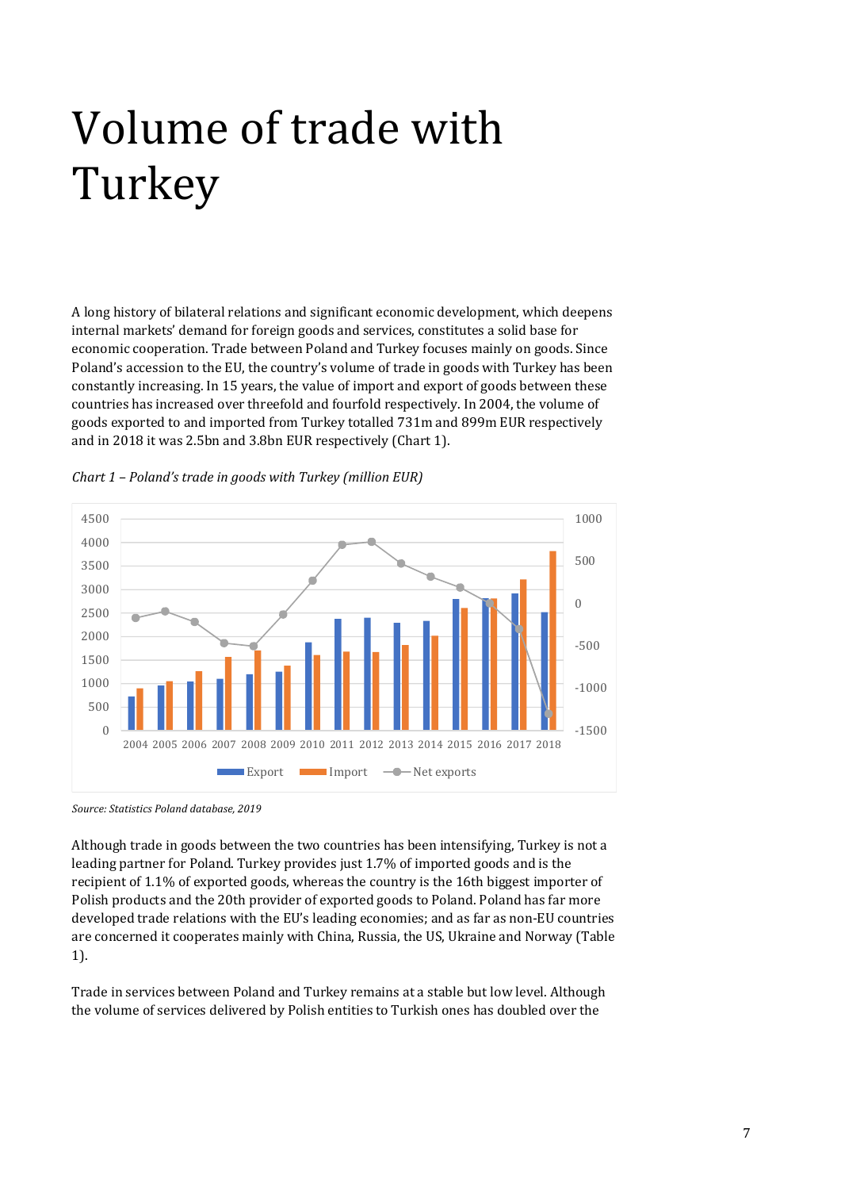# Volume of trade with Turkey

A long history of bilateral relations and significant economic development, which deepens internal markets' demand for foreign goods and services, constitutes a solid base for economic cooperation. Trade between Poland and Turkey focuses mainly on goods. Since Poland's accession to the EU, the country's volume of trade in goods with Turkey has been constantly increasing. In 15 years, the value of import and export of goods between these countries has increased over threefold and fourfold respectively. In 2004, the volume of goods exported to and imported from Turkey totalled 731m and 899m EUR respectively and in 2018 it was 2.5bn and 3.8bn EUR respectively (Chart 1).

*Chart 1 – Poland's trade in goods with Turkey (million EUR)*

*Source: Statistics Poland database, 2019*

Although trade in goods between the two countries has been intensifying, Turkey is not a leading partner for Poland. Turkey provides just 1.7% of imported goods and is the recipient of 1.1% of exported goods, whereas the country is the 16th biggest importer of Polish products and the 20th provider of exported goods to Poland. Poland has far more developed trade relations with the EU's leading economies; and as far as non-EU countries are concerned it cooperates mainly with China, Russia, the US, Ukraine and Norway (Table 1).

Trade in services between Poland and Turkey remains at a stable but low level. Although the volume of services delivered by Polish entities to Turkish ones has doubled over the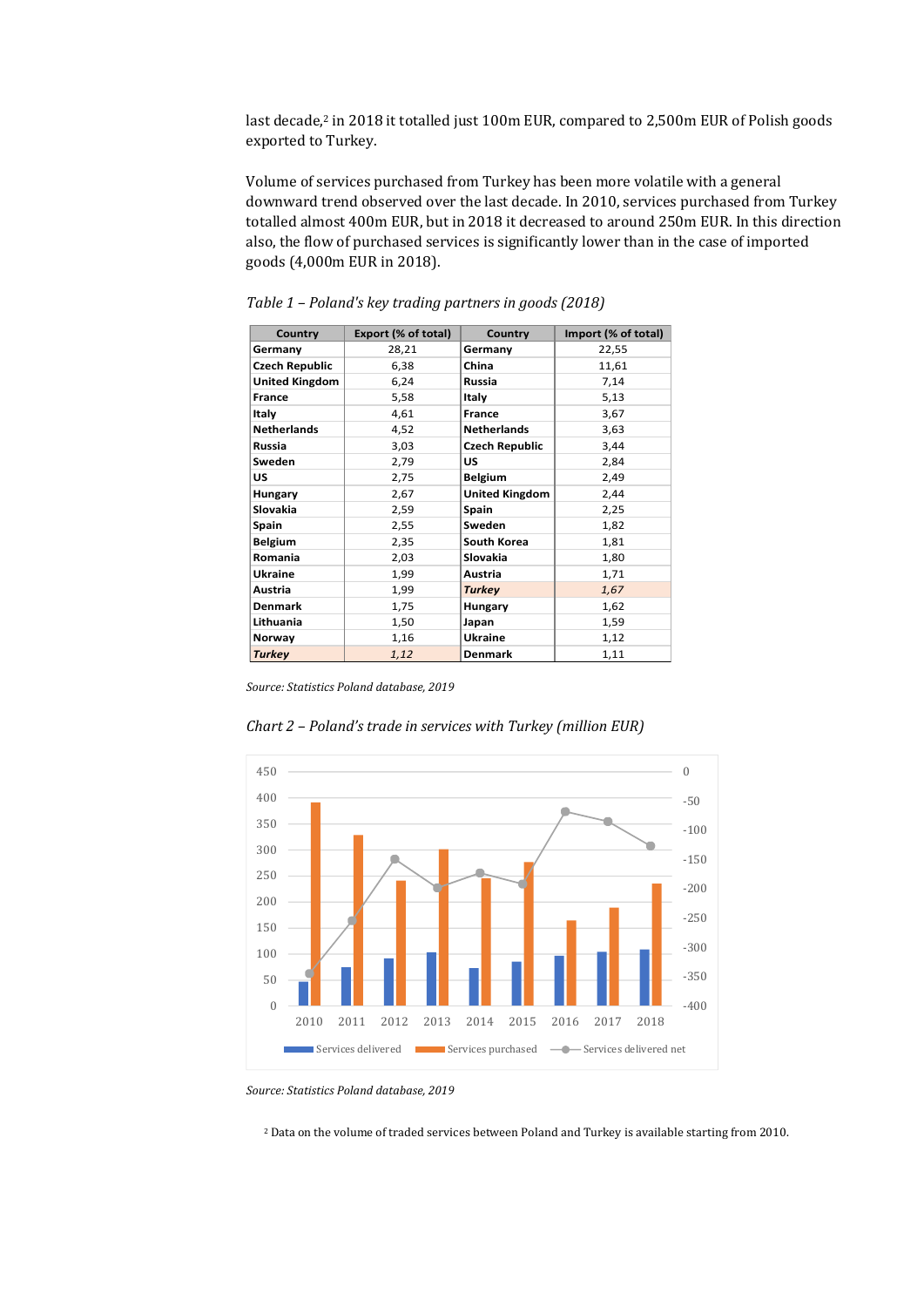last decade,[2] in 2018 it totalled just 100m EUR, compared to 2,500m EUR of Polish goods exported to Turkey.

Volume of services purchased from Turkey has been more volatile with a general downward trend observed over the last decade. In 2010, services purchased from Turkey totalled almost 400m EUR, but in 2018 it decreased to around 250m EUR. In this direction also, the flow of purchased services is significantly lower than in the case of imported goods (4,000m EUR in 2018).

*Table 1 – Poland's key trading partners in goods (2018)*

| Country | Export (% of total) | Country | Import (% of total) |
|---|---|---|---|
| **Germany** | 28,21 | **Germany** | 22,55 |
| **Czech Republic** | 6,38 | **China** | 11,61 |
| **United Kingdom** | 6,24 | **Russia** | 7,14 |
| **France** | 5,58 | **Italy** | 5,13 |
| **Italy** | 4,61 | **France** | 3,67 |
| **Netherlands** | 4,52 | **Netherlands** | 3,63 |
| **Russia** | 3,03 | **Czech Republic** | 3,44 |
| **Sweden** | 2,79 | **US** | 2,84 |
| **US** | 2,75 | **Belgium** | 2,49 |
| **Hungary** | 2,67 | **United Kingdom** | 2,44 |
| **Slovakia** | 2,59 | **Spain** | 2,25 |
| **Spain** | 2,55 | **Sweden** | 1,82 |
| **Belgium** | 2,35 | **South Korea** | 1,81 |
| **Romania** | 2,03 | **Slovakia** | 1,80 |
| **Ukraine** | 1,99 | **Austria** | 1,71 |
| **Austria** | 1,99 | ***Turkey*** | *1,67* |
| **Denmark** | 1,75 | **Hungary** | 1,62 |
| **Lithuania** | 1,50 | **Japan** | 1,59 |
| **Norway** | 1,16 | **Ukraine** | 1,12 |
| ***Turkey*** | *1,12* | **Denmark** | 1,11 |

*Source: Statistics Poland database, 2019*

*Chart 2 – Poland's trade in services with Turkey (million EUR)*

*Source: Statistics Poland database, 2019*

[2] Data on the volume of traded services between Poland and Turkey is available starting from 2010.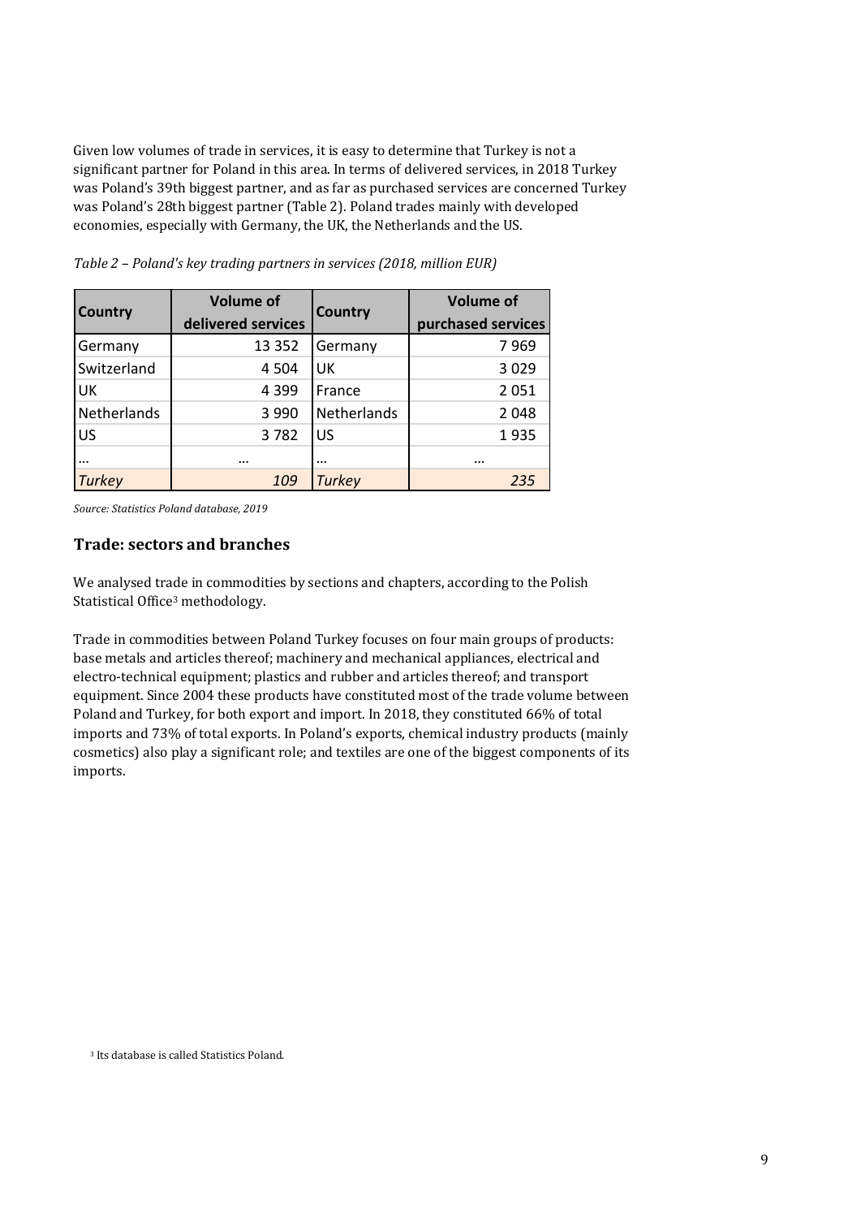Given low volumes of trade in services, it is easy to determine that Turkey is not a significant partner for Poland in this area. In terms of delivered services, in 2018 Turkey was Poland's 39th biggest partner, and as far as purchased services are concerned Turkey was Poland's 28th biggest partner (Table 2). Poland trades mainly with developed economies, especially with Germany, the UK, the Netherlands and the US.

*Table 2 – Poland's key trading partners in services (2018, million EUR)*

| Country | Volume of delivered services | Country | Volume of purchased services |
|---|---|---|---|
| Germany | 13 352 | Germany | 7 969 |
| Switzerland | 4 504 | UK | 3 029 |
| UK | 4 399 | France | 2 051 |
| Netherlands | 3 990 | Netherlands | 2 048 |
| US | 3 782 | US | 1 935 |
| ... | ... | ... | ... |
| *Turkey* | *109* | *Turkey* | *235* |

*Source: Statistics Poland database, 2019*

### Trade: sectors and branches

We analysed trade in commodities by sections and chapters, according to the Polish Statistical Office[3] methodology.

Trade in commodities between Poland Turkey focuses on four main groups of products: base metals and articles thereof; machinery and mechanical appliances, electrical and electro-technical equipment; plastics and rubber and articles thereof; and transport equipment. Since 2004 these products have constituted most of the trade volume between Poland and Turkey, for both export and import. In 2018, they constituted 66% of total imports and 73% of total exports. In Poland's exports, chemical industry products (mainly cosmetics) also play a significant role; and textiles are one of the biggest components of its imports.

[3] Its database is called Statistics Poland.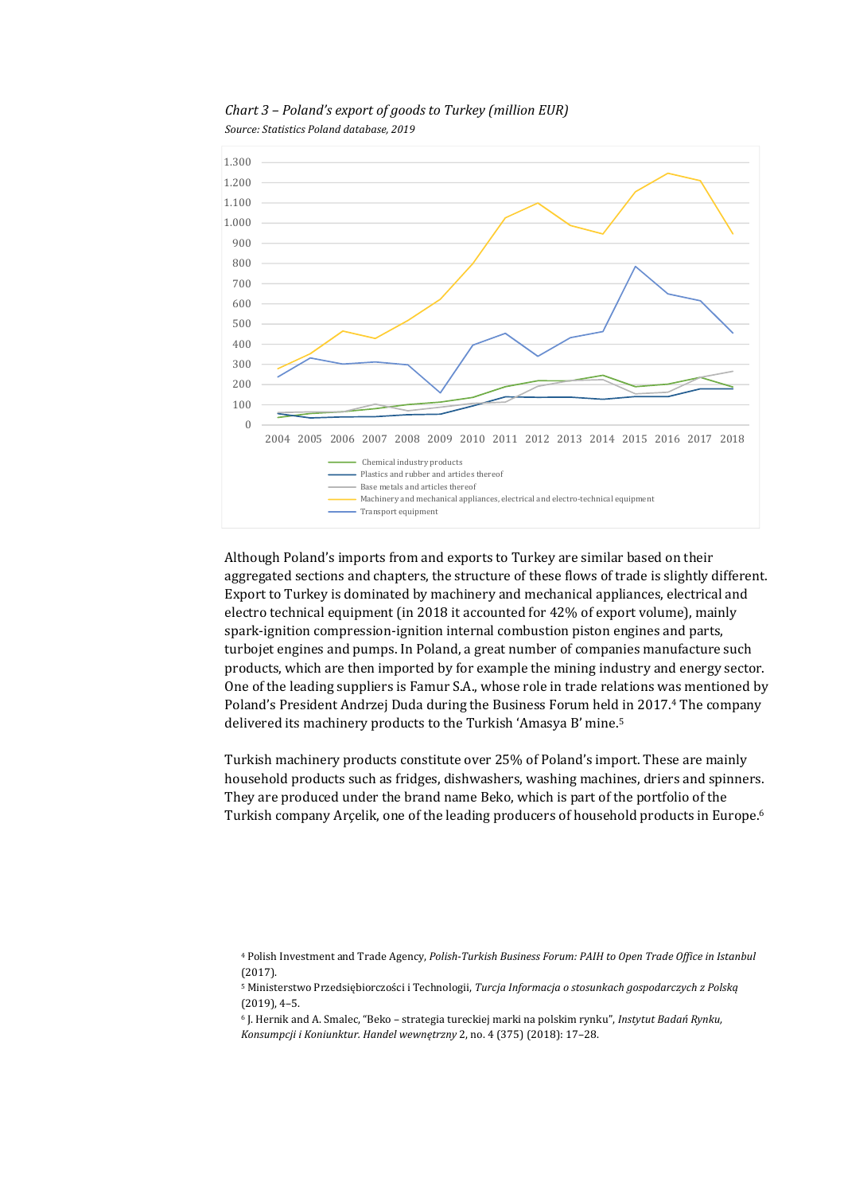*Chart 3 – Poland's export of goods to Turkey (million EUR)*

*Source: Statistics Poland database, 2019*

Although Poland's imports from and exports to Turkey are similar based on their aggregated sections and chapters, the structure of these flows of trade is slightly different. Export to Turkey is dominated by machinery and mechanical appliances, electrical and electro technical equipment (in 2018 it accounted for 42% of export volume), mainly spark-ignition compression-ignition internal combustion piston engines and parts, turbojet engines and pumps. In Poland, a great number of companies manufacture such products, which are then imported by for example the mining industry and energy sector. One of the leading suppliers is Famur S.A., whose role in trade relations was mentioned by Poland's President Andrzej Duda during the Business Forum held in 2017.[4] The company delivered its machinery products to the Turkish 'Amasya B' mine.[5]

Turkish machinery products constitute over 25% of Poland's import. These are mainly household products such as fridges, dishwashers, washing machines, driers and spinners. They are produced under the brand name Beko, which is part of the portfolio of the Turkish company Arçelik, one of the leading producers of household products in Europe.[6]

[4] Polish Investment and Trade Agency, *Polish-Turkish Business Forum: PAIH to Open Trade Office in Istanbul* (2017).

[5] Ministerstwo Przedsiębiorczości i Technologii, *Turcja Informacja o stosunkach gospodarczych z Polską* (2019), 4–5.

[6] J. Hernik and A. Smalec, "Beko – strategia tureckiej marki na polskim rynku", *Instytut Badań Rynku, Konsumpcji i Koniunktur. Handel wewnętrzny* 2, no. 4 (375) (2018): 17–28.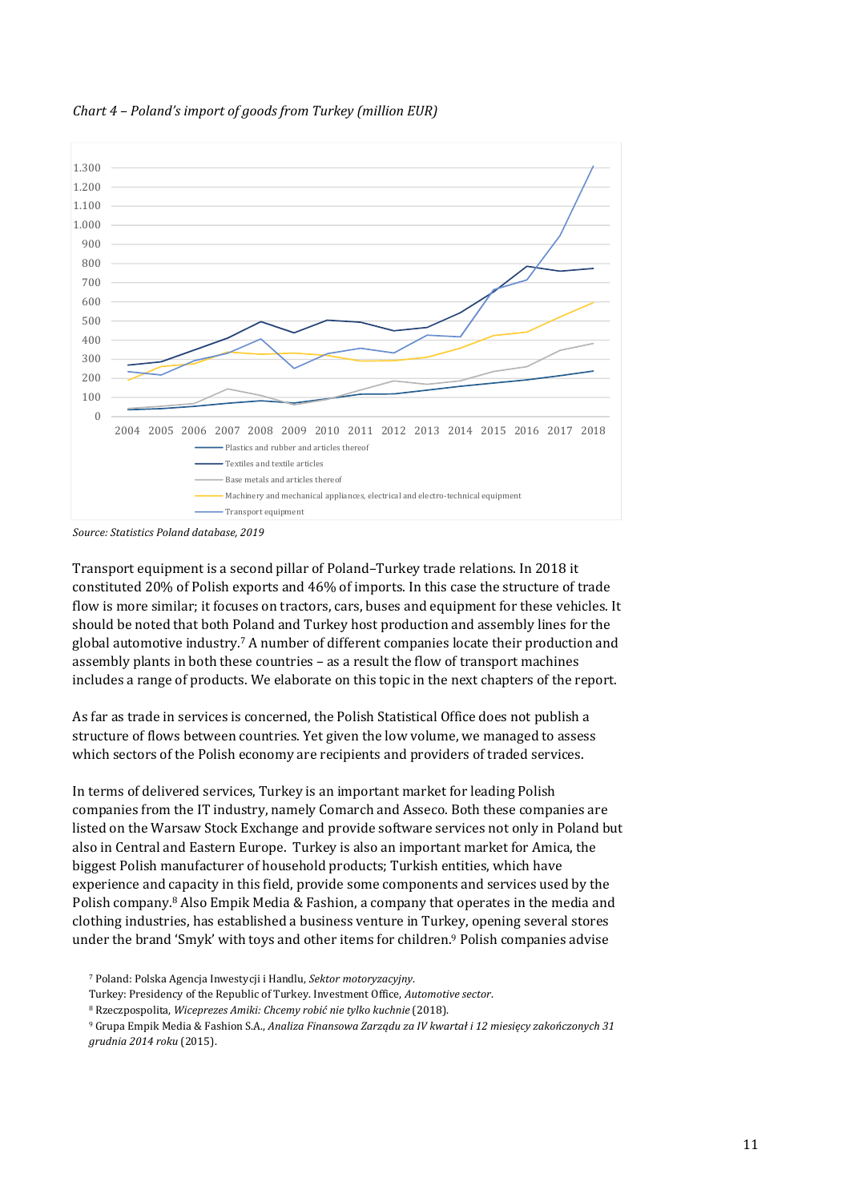*Chart 4 – Poland's import of goods from Turkey (million EUR)*

*Source: Statistics Poland database, 2019*

Transport equipment is a second pillar of Poland–Turkey trade relations. In 2018 it constituted 20% of Polish exports and 46% of imports. In this case the structure of trade flow is more similar; it focuses on tractors, cars, buses and equipment for these vehicles. It should be noted that both Poland and Turkey host production and assembly lines for the global automotive industry.[7] A number of different companies locate their production and assembly plants in both these countries – as a result the flow of transport machines includes a range of products. We elaborate on this topic in the next chapters of the report.

As far as trade in services is concerned, the Polish Statistical Office does not publish a structure of flows between countries. Yet given the low volume, we managed to assess which sectors of the Polish economy are recipients and providers of traded services.

In terms of delivered services, Turkey is an important market for leading Polish companies from the IT industry, namely Comarch and Asseco. Both these companies are listed on the Warsaw Stock Exchange and provide software services not only in Poland but also in Central and Eastern Europe. Turkey is also an important market for Amica, the biggest Polish manufacturer of household products; Turkish entities, which have experience and capacity in this field, provide some components and services used by the Polish company.[8] Also Empik Media & Fashion, a company that operates in the media and clothing industries, has established a business venture in Turkey, opening several stores under the brand 'Smyk' with toys and other items for children.[9] Polish companies advise

[7] Poland: Polska Agencja Inwestycji i Handlu, *Sektor motoryzacyjny*.
Turkey: Presidency of the Republic of Turkey. Investment Office, *Automotive sector*.
[8] Rzeczpospolita, *Wiceprezes Amiki: Chcemy robić nie tylko kuchnie* (2018).
[9] Grupa Empik Media & Fashion S.A., *Analiza Finansowa Zarządu za IV kwartał i 12 miesięcy zakończonych 31 grudnia 2014 roku* (2015).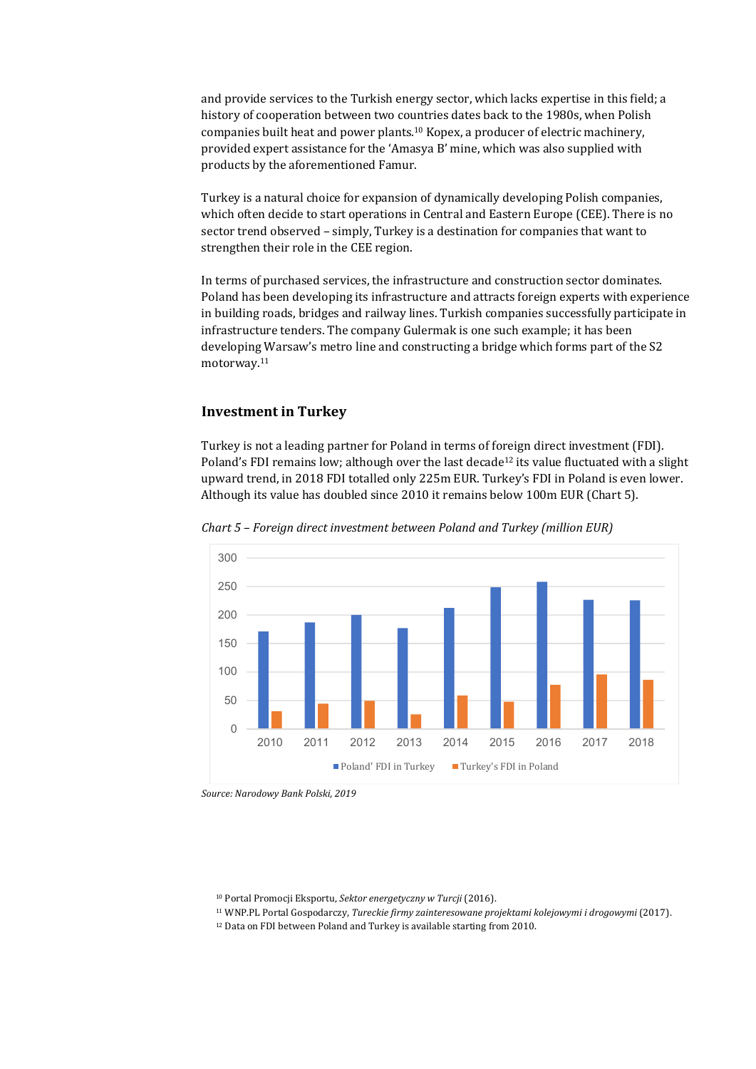and provide services to the Turkish energy sector, which lacks expertise in this field; a history of cooperation between two countries dates back to the 1980s, when Polish companies built heat and power plants.[10] Kopex, a producer of electric machinery, provided expert assistance for the 'Amasya B' mine, which was also supplied with products by the aforementioned Famur.

Turkey is a natural choice for expansion of dynamically developing Polish companies, which often decide to start operations in Central and Eastern Europe (CEE). There is no sector trend observed – simply, Turkey is a destination for companies that want to strengthen their role in the CEE region.

In terms of purchased services, the infrastructure and construction sector dominates. Poland has been developing its infrastructure and attracts foreign experts with experience in building roads, bridges and railway lines. Turkish companies successfully participate in infrastructure tenders. The company Gulermak is one such example; it has been developing Warsaw's metro line and constructing a bridge which forms part of the S2 motorway.[11]

## Investment in Turkey

Turkey is not a leading partner for Poland in terms of foreign direct investment (FDI). Poland's FDI remains low; although over the last decade[12] its value fluctuated with a slight upward trend, in 2018 FDI totalled only 225m EUR. Turkey's FDI in Poland is even lower. Although its value has doubled since 2010 it remains below 100m EUR (Chart 5).

*Chart 5 – Foreign direct investment between Poland and Turkey (million EUR)*

*Source: Narodowy Bank Polski, 2019*

[10] Portal Promocji Eksportu, *Sektor energetyczny w Turcji* (2016).

[11] WNP.PL Portal Gospodarczy, *Tureckie firmy zainteresowane projektami kolejowymi i drogowymi* (2017).

[12] Data on FDI between Poland and Turkey is available starting from 2010.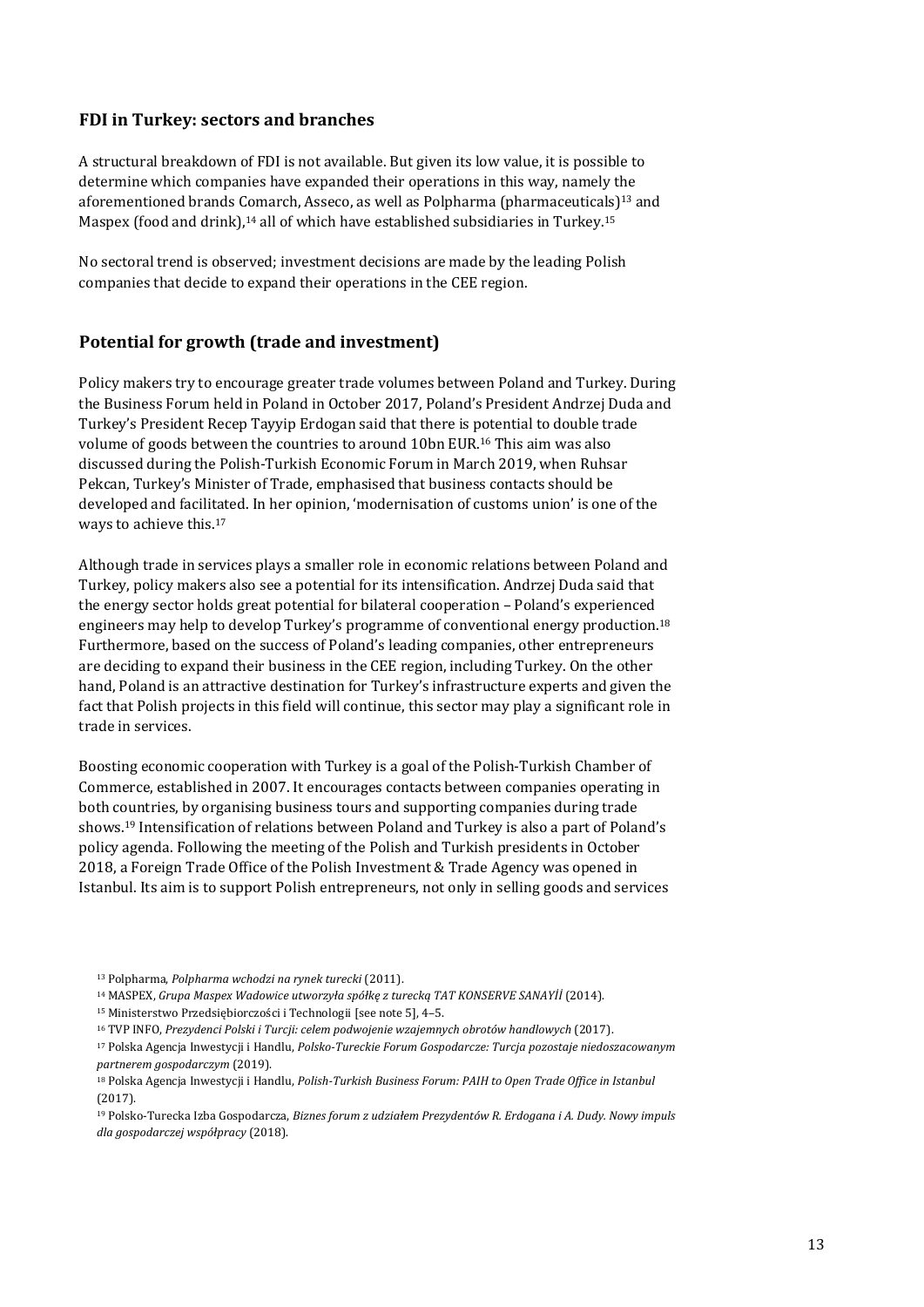## FDI in Turkey: sectors and branches

A structural breakdown of FDI is not available. But given its low value, it is possible to determine which companies have expanded their operations in this way, namely the aforementioned brands Comarch, Asseco, as well as Polpharma (pharmaceuticals)[13] and Maspex (food and drink),[14] all of which have established subsidiaries in Turkey.[15]

No sectoral trend is observed; investment decisions are made by the leading Polish companies that decide to expand their operations in the CEE region.

## Potential for growth (trade and investment)

Policy makers try to encourage greater trade volumes between Poland and Turkey. During the Business Forum held in Poland in October 2017, Poland's President Andrzej Duda and Turkey's President Recep Tayyip Erdogan said that there is potential to double trade volume of goods between the countries to around 10bn EUR.[16] This aim was also discussed during the Polish-Turkish Economic Forum in March 2019, when Ruhsar Pekcan, Turkey's Minister of Trade, emphasised that business contacts should be developed and facilitated. In her opinion, 'modernisation of customs union' is one of the ways to achieve this.[17]

Although trade in services plays a smaller role in economic relations between Poland and Turkey, policy makers also see a potential for its intensification. Andrzej Duda said that the energy sector holds great potential for bilateral cooperation – Poland's experienced engineers may help to develop Turkey's programme of conventional energy production.[18] Furthermore, based on the success of Poland's leading companies, other entrepreneurs are deciding to expand their business in the CEE region, including Turkey. On the other hand, Poland is an attractive destination for Turkey's infrastructure experts and given the fact that Polish projects in this field will continue, this sector may play a significant role in trade in services.

Boosting economic cooperation with Turkey is a goal of the Polish-Turkish Chamber of Commerce, established in 2007. It encourages contacts between companies operating in both countries, by organising business tours and supporting companies during trade shows.[19] Intensification of relations between Poland and Turkey is also a part of Poland's policy agenda. Following the meeting of the Polish and Turkish presidents in October 2018, a Foreign Trade Office of the Polish Investment & Trade Agency was opened in Istanbul. Its aim is to support Polish entrepreneurs, not only in selling goods and services

[13] Polpharma, *Polpharma wchodzi na rynek turecki* (2011).

[14] MASPEX, *Grupa Maspex Wadowice utworzyła spółkę z turecką TAT KONSERVE SANAYİİ* (2014).

[15] Ministerstwo Przedsiębiorczości i Technologii [see note 5], 4–5.

[16] TVP INFO, *Prezydenci Polski i Turcji: celem podwojenie wzajemnych obrotów handlowych* (2017).

[17] Polska Agencja Inwestycji i Handlu, *Polsko-Tureckie Forum Gospodarcze: Turcja pozostaje niedoszacowanym partnerem gospodarczym* (2019).

[18] Polska Agencja Inwestycji i Handlu, *Polish-Turkish Business Forum: PAIH to Open Trade Office in Istanbul* (2017).

[19] Polsko-Turecka Izba Gospodarcza, *Biznes forum z udziałem Prezydentów R. Erdogana i A. Dudy. Nowy impuls dla gospodarczej współpracy* (2018).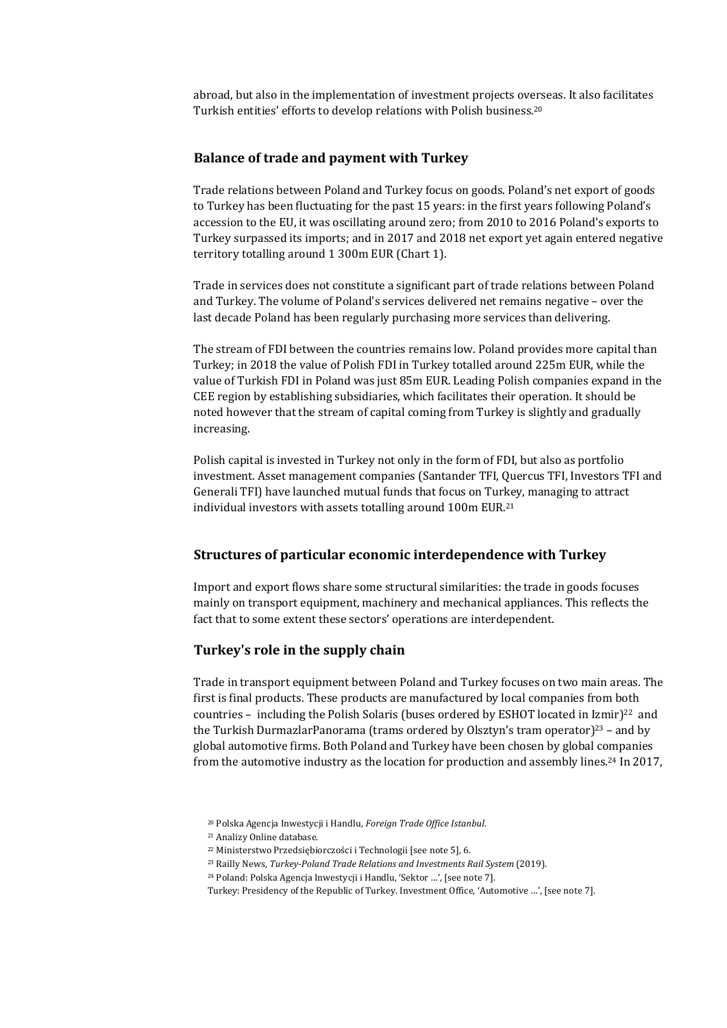abroad, but also in the implementation of investment projects overseas. It also facilitates Turkish entities' efforts to develop relations with Polish business.[20]

## Balance of trade and payment with Turkey

Trade relations between Poland and Turkey focus on goods. Poland's net export of goods to Turkey has been fluctuating for the past 15 years: in the first years following Poland's accession to the EU, it was oscillating around zero; from 2010 to 2016 Poland's exports to Turkey surpassed its imports; and in 2017 and 2018 net export yet again entered negative territory totalling around 1 300m EUR (Chart 1).

Trade in services does not constitute a significant part of trade relations between Poland and Turkey. The volume of Poland's services delivered net remains negative – over the last decade Poland has been regularly purchasing more services than delivering.

The stream of FDI between the countries remains low. Poland provides more capital than Turkey; in 2018 the value of Polish FDI in Turkey totalled around 225m EUR, while the value of Turkish FDI in Poland was just 85m EUR. Leading Polish companies expand in the CEE region by establishing subsidiaries, which facilitates their operation. It should be noted however that the stream of capital coming from Turkey is slightly and gradually increasing.

Polish capital is invested in Turkey not only in the form of FDI, but also as portfolio investment. Asset management companies (Santander TFI, Quercus TFI, Investors TFI and Generali TFI) have launched mutual funds that focus on Turkey, managing to attract individual investors with assets totalling around 100m EUR.[21]

## Structures of particular economic interdependence with Turkey

Import and export flows share some structural similarities: the trade in goods focuses mainly on transport equipment, machinery and mechanical appliances. This reflects the fact that to some extent these sectors' operations are interdependent.

## Turkey's role in the supply chain

Trade in transport equipment between Poland and Turkey focuses on two main areas. The first is final products. These products are manufactured by local companies from both countries – including the Polish Solaris (buses ordered by ESHOT located in Izmir)[22] and the Turkish DurmazlarPanorama (trams ordered by Olsztyn's tram operator)[23] – and by global automotive firms. Both Poland and Turkey have been chosen by global companies from the automotive industry as the location for production and assembly lines.[24] In 2017,

[20] Polska Agencja Inwestycji i Handlu, *Foreign Trade Office Istanbul*.

[21] Analizy Online database.

[22] Ministerstwo Przedsiębiorczości i Technologii [see note 5], 6.

[23] Railly News, *Turkey-Poland Trade Relations and Investments Rail System* (2019).

[24] Poland: Polska Agencja Inwestycji i Handlu, 'Sektor …', [see note 7].

Turkey: Presidency of the Republic of Turkey. Investment Office, 'Automotive …', [see note 7].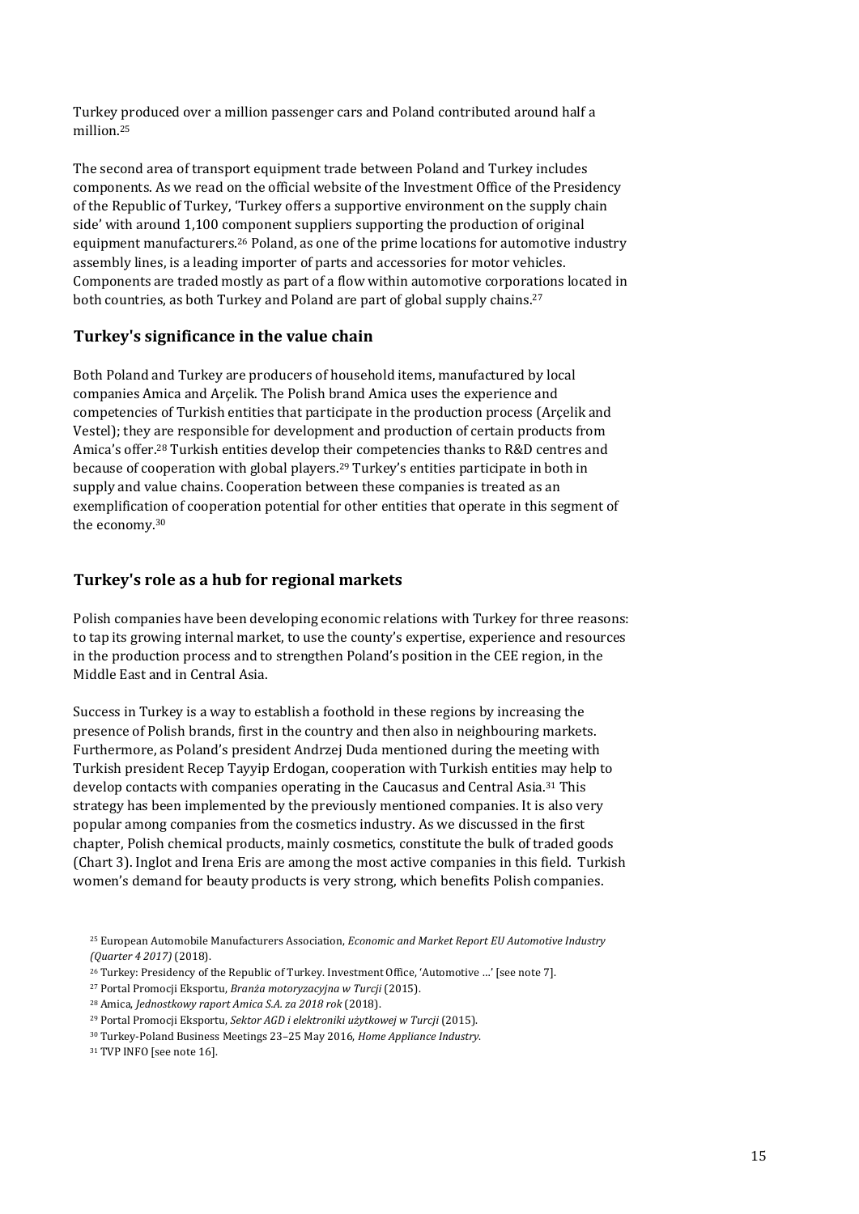Turkey produced over a million passenger cars and Poland contributed around half a million.[25]

The second area of transport equipment trade between Poland and Turkey includes components. As we read on the official website of the Investment Office of the Presidency of the Republic of Turkey, 'Turkey offers a supportive environment on the supply chain side' with around 1,100 component suppliers supporting the production of original equipment manufacturers.[26] Poland, as one of the prime locations for automotive industry assembly lines, is a leading importer of parts and accessories for motor vehicles. Components are traded mostly as part of a flow within automotive corporations located in both countries, as both Turkey and Poland are part of global supply chains.[27]

## Turkey's significance in the value chain

Both Poland and Turkey are producers of household items, manufactured by local companies Amica and Arçelik. The Polish brand Amica uses the experience and competencies of Turkish entities that participate in the production process (Arçelik and Vestel); they are responsible for development and production of certain products from Amica's offer.[28] Turkish entities develop their competencies thanks to R&D centres and because of cooperation with global players.[29] Turkey's entities participate in both in supply and value chains. Cooperation between these companies is treated as an exemplification of cooperation potential for other entities that operate in this segment of the economy.[30]

## Turkey's role as a hub for regional markets

Polish companies have been developing economic relations with Turkey for three reasons: to tap its growing internal market, to use the county's expertise, experience and resources in the production process and to strengthen Poland's position in the CEE region, in the Middle East and in Central Asia.

Success in Turkey is a way to establish a foothold in these regions by increasing the presence of Polish brands, first in the country and then also in neighbouring markets. Furthermore, as Poland's president Andrzej Duda mentioned during the meeting with Turkish president Recep Tayyip Erdogan, cooperation with Turkish entities may help to develop contacts with companies operating in the Caucasus and Central Asia.[31] This strategy has been implemented by the previously mentioned companies. It is also very popular among companies from the cosmetics industry. As we discussed in the first chapter, Polish chemical products, mainly cosmetics, constitute the bulk of traded goods (Chart 3). Inglot and Irena Eris are among the most active companies in this field. Turkish women's demand for beauty products is very strong, which benefits Polish companies.

[25] European Automobile Manufacturers Association, *Economic and Market Report EU Automotive Industry (Quarter 4 2017)* (2018).

[26] Turkey: Presidency of the Republic of Turkey. Investment Office, 'Automotive …' [see note 7].

[27] Portal Promocji Eksportu, *Branża motoryzacyjna w Turcji* (2015).

[28] Amica, *Jednostkowy raport Amica S.A. za 2018 rok* (2018).

[29] Portal Promocji Eksportu, *Sektor AGD i elektroniki użytkowej w Turcji* (2015).

[30] Turkey-Poland Business Meetings 23–25 May 2016, *Home Appliance Industry*.

[31] TVP INFO [see note 16].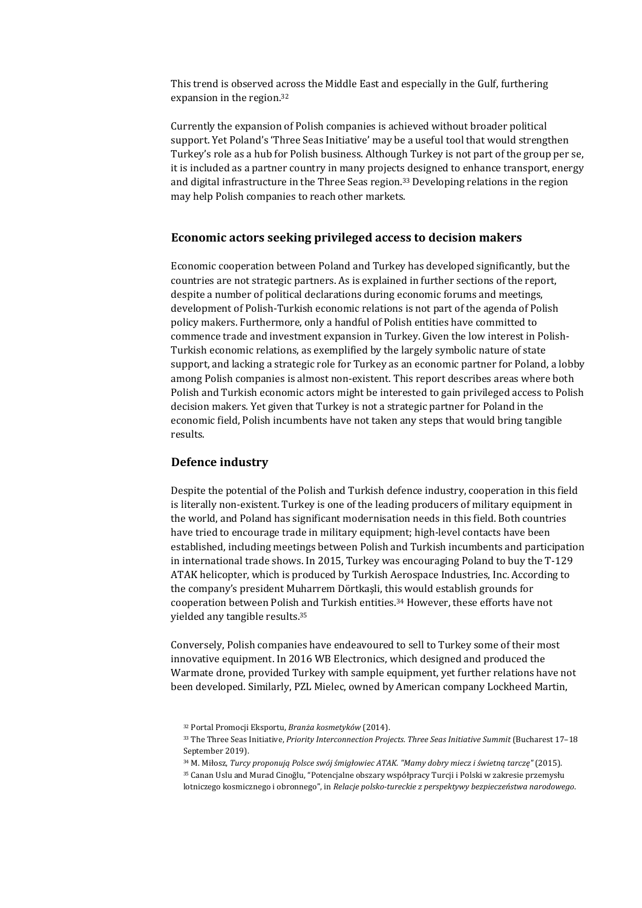This trend is observed across the Middle East and especially in the Gulf, furthering expansion in the region.[32]

Currently the expansion of Polish companies is achieved without broader political support. Yet Poland's 'Three Seas Initiative' may be a useful tool that would strengthen Turkey's role as a hub for Polish business. Although Turkey is not part of the group per se, it is included as a partner country in many projects designed to enhance transport, energy and digital infrastructure in the Three Seas region.[33] Developing relations in the region may help Polish companies to reach other markets.

## Economic actors seeking privileged access to decision makers

Economic cooperation between Poland and Turkey has developed significantly, but the countries are not strategic partners. As is explained in further sections of the report, despite a number of political declarations during economic forums and meetings, development of Polish-Turkish economic relations is not part of the agenda of Polish policy makers. Furthermore, only a handful of Polish entities have committed to commence trade and investment expansion in Turkey. Given the low interest in Polish-Turkish economic relations, as exemplified by the largely symbolic nature of state support, and lacking a strategic role for Turkey as an economic partner for Poland, a lobby among Polish companies is almost non-existent. This report describes areas where both Polish and Turkish economic actors might be interested to gain privileged access to Polish decision makers. Yet given that Turkey is not a strategic partner for Poland in the economic field, Polish incumbents have not taken any steps that would bring tangible results.

## Defence industry

Despite the potential of the Polish and Turkish defence industry, cooperation in this field is literally non-existent. Turkey is one of the leading producers of military equipment in the world, and Poland has significant modernisation needs in this field. Both countries have tried to encourage trade in military equipment; high-level contacts have been established, including meetings between Polish and Turkish incumbents and participation in international trade shows. In 2015, Turkey was encouraging Poland to buy the T-129 ATAK helicopter, which is produced by Turkish Aerospace Industries, Inc. According to the company's president Muharrem Dörtkaşli, this would establish grounds for cooperation between Polish and Turkish entities.[34] However, these efforts have not yielded any tangible results.[35]

Conversely, Polish companies have endeavoured to sell to Turkey some of their most innovative equipment. In 2016 WB Electronics, which designed and produced the Warmate drone, provided Turkey with sample equipment, yet further relations have not been developed. Similarly, PZL Mielec, owned by American company Lockheed Martin,

[32] Portal Promocji Eksportu, *Branża kosmetyków* (2014).

[33] The Three Seas Initiative, *Priority Interconnection Projects. Three Seas Initiative Summit* (Bucharest 17–18 September 2019).

[34] M. Miłosz, *Turcy proponują Polsce swój śmigłowiec ATAK. "Mamy dobry miecz i świetną tarczę"* (2015).

[35] Canan Uslu and Murad Cinoğlu, "Potencjalne obszary współpracy Turcji i Polski w zakresie przemysłu lotniczego kosmicznego i obronnego", in *Relacje polsko-tureckie z perspektywy bezpieczeństwa narodowego*.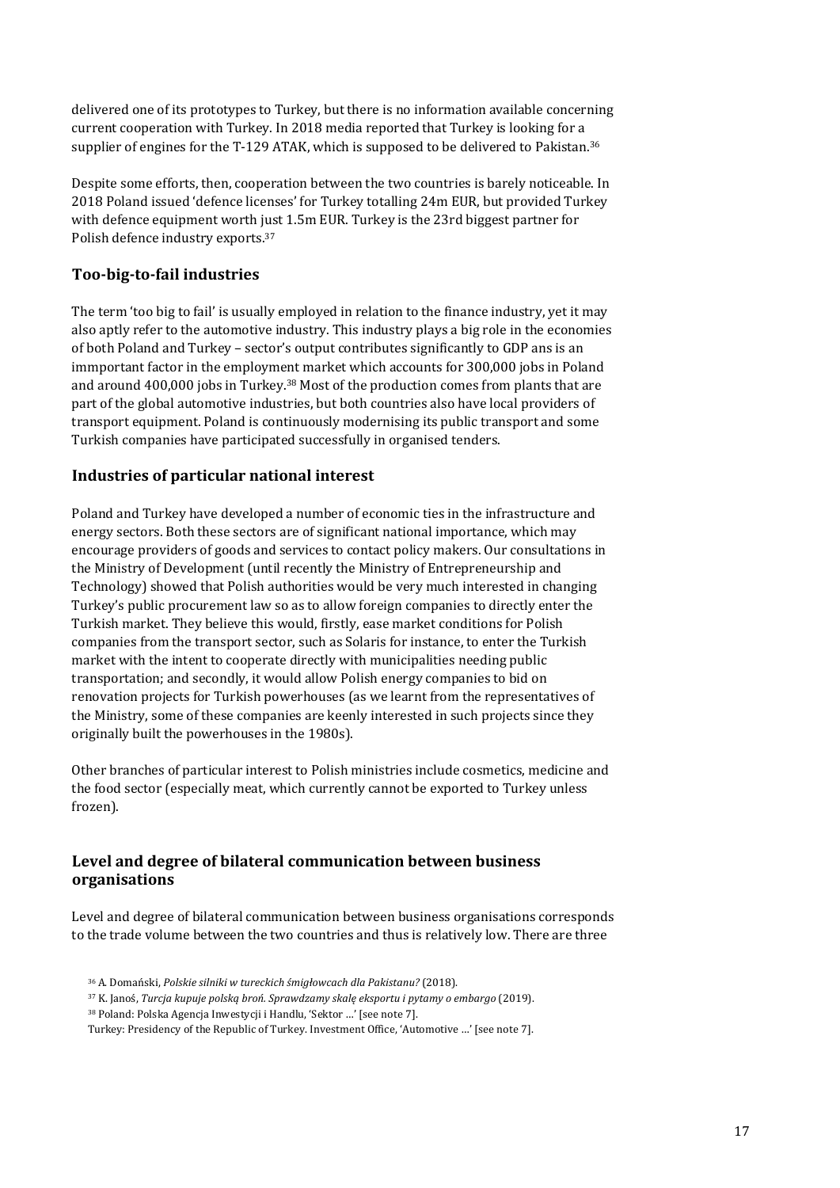delivered one of its prototypes to Turkey, but there is no information available concerning current cooperation with Turkey. In 2018 media reported that Turkey is looking for a supplier of engines for the T-129 ATAK, which is supposed to be delivered to Pakistan.[36]

Despite some efforts, then, cooperation between the two countries is barely noticeable. In 2018 Poland issued 'defence licenses' for Turkey totalling 24m EUR, but provided Turkey with defence equipment worth just 1.5m EUR. Turkey is the 23rd biggest partner for Polish defence industry exports.[37]

### Too-big-to-fail industries

The term 'too big to fail' is usually employed in relation to the finance industry, yet it may also aptly refer to the automotive industry. This industry plays a big role in the economies of both Poland and Turkey – sector's output contributes significantly to GDP ans is an immportant factor in the employment market which accounts for 300,000 jobs in Poland and around 400,000 jobs in Turkey.[38] Most of the production comes from plants that are part of the global automotive industries, but both countries also have local providers of transport equipment. Poland is continuously modernising its public transport and some Turkish companies have participated successfully in organised tenders.

### Industries of particular national interest

Poland and Turkey have developed a number of economic ties in the infrastructure and energy sectors. Both these sectors are of significant national importance, which may encourage providers of goods and services to contact policy makers. Our consultations in the Ministry of Development (until recently the Ministry of Entrepreneurship and Technology) showed that Polish authorities would be very much interested in changing Turkey's public procurement law so as to allow foreign companies to directly enter the Turkish market. They believe this would, firstly, ease market conditions for Polish companies from the transport sector, such as Solaris for instance, to enter the Turkish market with the intent to cooperate directly with municipalities needing public transportation; and secondly, it would allow Polish energy companies to bid on renovation projects for Turkish powerhouses (as we learnt from the representatives of the Ministry, some of these companies are keenly interested in such projects since they originally built the powerhouses in the 1980s).

Other branches of particular interest to Polish ministries include cosmetics, medicine and the food sector (especially meat, which currently cannot be exported to Turkey unless frozen).

### Level and degree of bilateral communication between business organisations

Level and degree of bilateral communication between business organisations corresponds to the trade volume between the two countries and thus is relatively low. There are three

[36] A. Domański, *Polskie silniki w tureckich śmigłowcach dla Pakistanu?* (2018).

[37] K. Janoś, *Turcja kupuje polską broń. Sprawdzamy skalę eksportu i pytamy o embargo* (2019).

[38] Poland: Polska Agencja Inwestycji i Handlu, 'Sektor …' [see note 7].
Turkey: Presidency of the Republic of Turkey. Investment Office, 'Automotive …' [see note 7].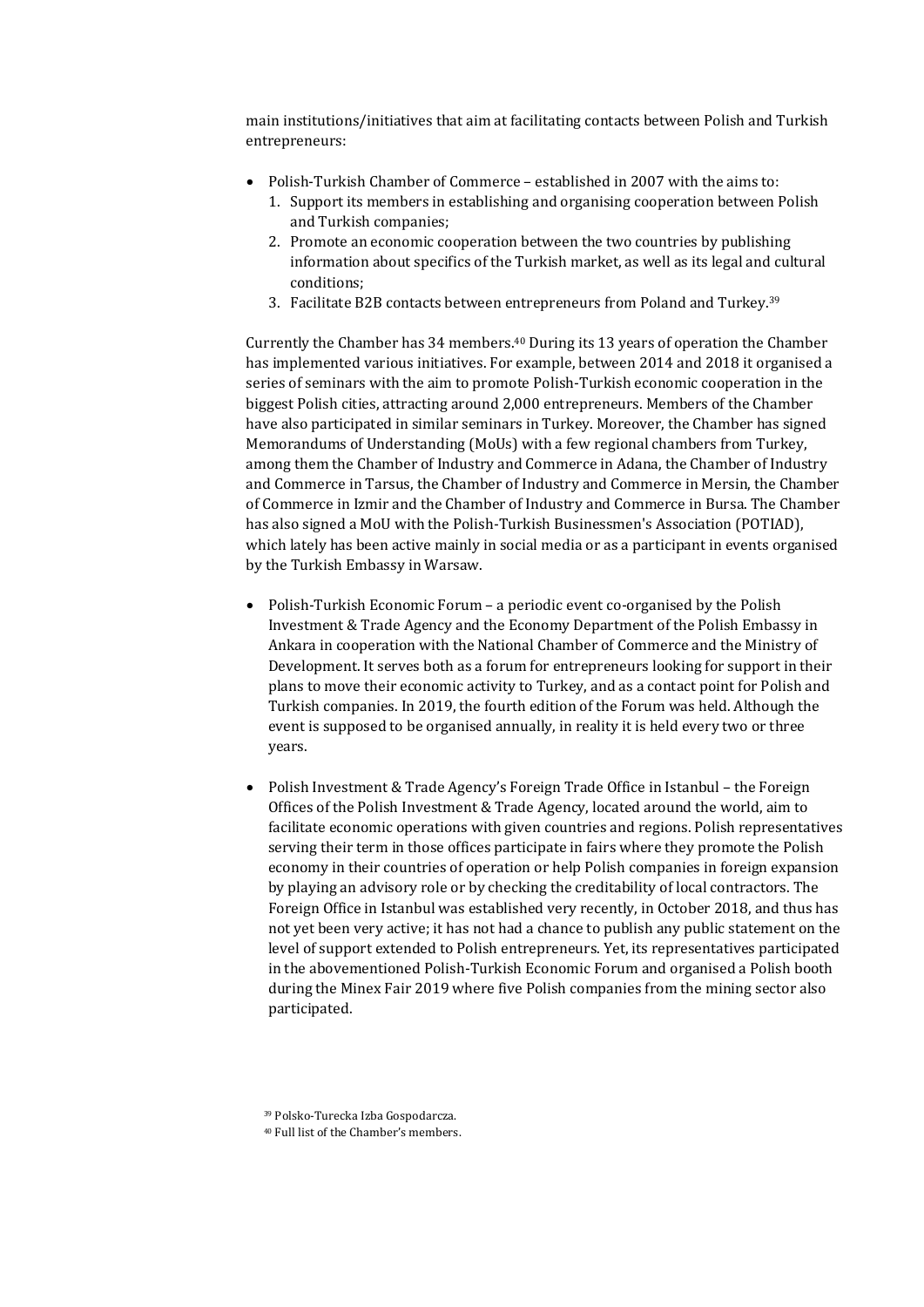main institutions/initiatives that aim at facilitating contacts between Polish and Turkish entrepreneurs:

- Polish-Turkish Chamber of Commerce – established in 2007 with the aims to:
  1. Support its members in establishing and organising cooperation between Polish and Turkish companies;
  2. Promote an economic cooperation between the two countries by publishing information about specifics of the Turkish market, as well as its legal and cultural conditions;
  3. Facilitate B2B contacts between entrepreneurs from Poland and Turkey.[39]

Currently the Chamber has 34 members.[40] During its 13 years of operation the Chamber has implemented various initiatives. For example, between 2014 and 2018 it organised a series of seminars with the aim to promote Polish-Turkish economic cooperation in the biggest Polish cities, attracting around 2,000 entrepreneurs. Members of the Chamber have also participated in similar seminars in Turkey. Moreover, the Chamber has signed Memorandums of Understanding (MoUs) with a few regional chambers from Turkey, among them the Chamber of Industry and Commerce in Adana, the Chamber of Industry and Commerce in Tarsus, the Chamber of Industry and Commerce in Mersin, the Chamber of Commerce in Izmir and the Chamber of Industry and Commerce in Bursa. The Chamber has also signed a MoU with the Polish-Turkish Businessmen's Association (POTIAD), which lately has been active mainly in social media or as a participant in events organised by the Turkish Embassy in Warsaw.

- Polish-Turkish Economic Forum – a periodic event co-organised by the Polish Investment & Trade Agency and the Economy Department of the Polish Embassy in Ankara in cooperation with the National Chamber of Commerce and the Ministry of Development. It serves both as a forum for entrepreneurs looking for support in their plans to move their economic activity to Turkey, and as a contact point for Polish and Turkish companies. In 2019, the fourth edition of the Forum was held. Although the event is supposed to be organised annually, in reality it is held every two or three years.

- Polish Investment & Trade Agency's Foreign Trade Office in Istanbul – the Foreign Offices of the Polish Investment & Trade Agency, located around the world, aim to facilitate economic operations with given countries and regions. Polish representatives serving their term in those offices participate in fairs where they promote the Polish economy in their countries of operation or help Polish companies in foreign expansion by playing an advisory role or by checking the creditability of local contractors. The Foreign Office in Istanbul was established very recently, in October 2018, and thus has not yet been very active; it has not had a chance to publish any public statement on the level of support extended to Polish entrepreneurs. Yet, its representatives participated in the abovementioned Polish-Turkish Economic Forum and organised a Polish booth during the Minex Fair 2019 where five Polish companies from the mining sector also participated.

[39] Polsko-Turecka Izba Gospodarcza.

[40] Full list of the Chamber's members.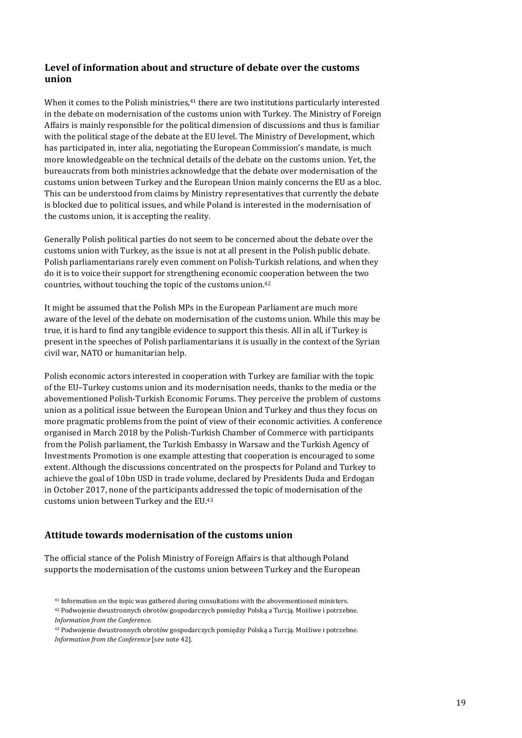## Level of information about and structure of debate over the customs union

When it comes to the Polish ministries,[41] there are two institutions particularly interested in the debate on modernisation of the customs union with Turkey. The Ministry of Foreign Affairs is mainly responsible for the political dimension of discussions and thus is familiar with the political stage of the debate at the EU level. The Ministry of Development, which has participated in, inter alia, negotiating the European Commission's mandate, is much more knowledgeable on the technical details of the debate on the customs union. Yet, the bureaucrats from both ministries acknowledge that the debate over modernisation of the customs union between Turkey and the European Union mainly concerns the EU as a bloc. This can be understood from claims by Ministry representatives that currently the debate is blocked due to political issues, and while Poland is interested in the modernisation of the customs union, it is accepting the reality.

Generally Polish political parties do not seem to be concerned about the debate over the customs union with Turkey, as the issue is not at all present in the Polish public debate. Polish parliamentarians rarely even comment on Polish-Turkish relations, and when they do it is to voice their support for strengthening economic cooperation between the two countries, without touching the topic of the customs union.[42]

It might be assumed that the Polish MPs in the European Parliament are much more aware of the level of the debate on modernisation of the customs union. While this may be true, it is hard to find any tangible evidence to support this thesis. All in all, if Turkey is present in the speeches of Polish parliamentarians it is usually in the context of the Syrian civil war, NATO or humanitarian help.

Polish economic actors interested in cooperation with Turkey are familiar with the topic of the EU–Turkey customs union and its modernisation needs, thanks to the media or the abovementioned Polish-Turkish Economic Forums. They perceive the problem of customs union as a political issue between the European Union and Turkey and thus they focus on more pragmatic problems from the point of view of their economic activities. A conference organised in March 2018 by the Polish-Turkish Chamber of Commerce with participants from the Polish parliament, the Turkish Embassy in Warsaw and the Turkish Agency of Investments Promotion is one example attesting that cooperation is encouraged to some extent. Although the discussions concentrated on the prospects for Poland and Turkey to achieve the goal of 10bn USD in trade volume, declared by Presidents Duda and Erdogan in October 2017, none of the participants addressed the topic of modernisation of the customs union between Turkey and the EU.[43]

## Attitude towards modernisation of the customs union

The official stance of the Polish Ministry of Foreign Affairs is that although Poland supports the modernisation of the customs union between Turkey and the European

[41] Information on the topic was gathered during consultations with the abovementioned ministers.

[42] Podwojenie dwustronnych obrotów gospodarczych pomiędzy Polską a Turcją. Możliwe i potrzebne. *Information from the Conference.*

[43] Podwojenie dwustronnych obrotów gospodarczych pomiędzy Polską a Turcją. Możliwe i potrzebne. *Information from the Conference* [see note 42].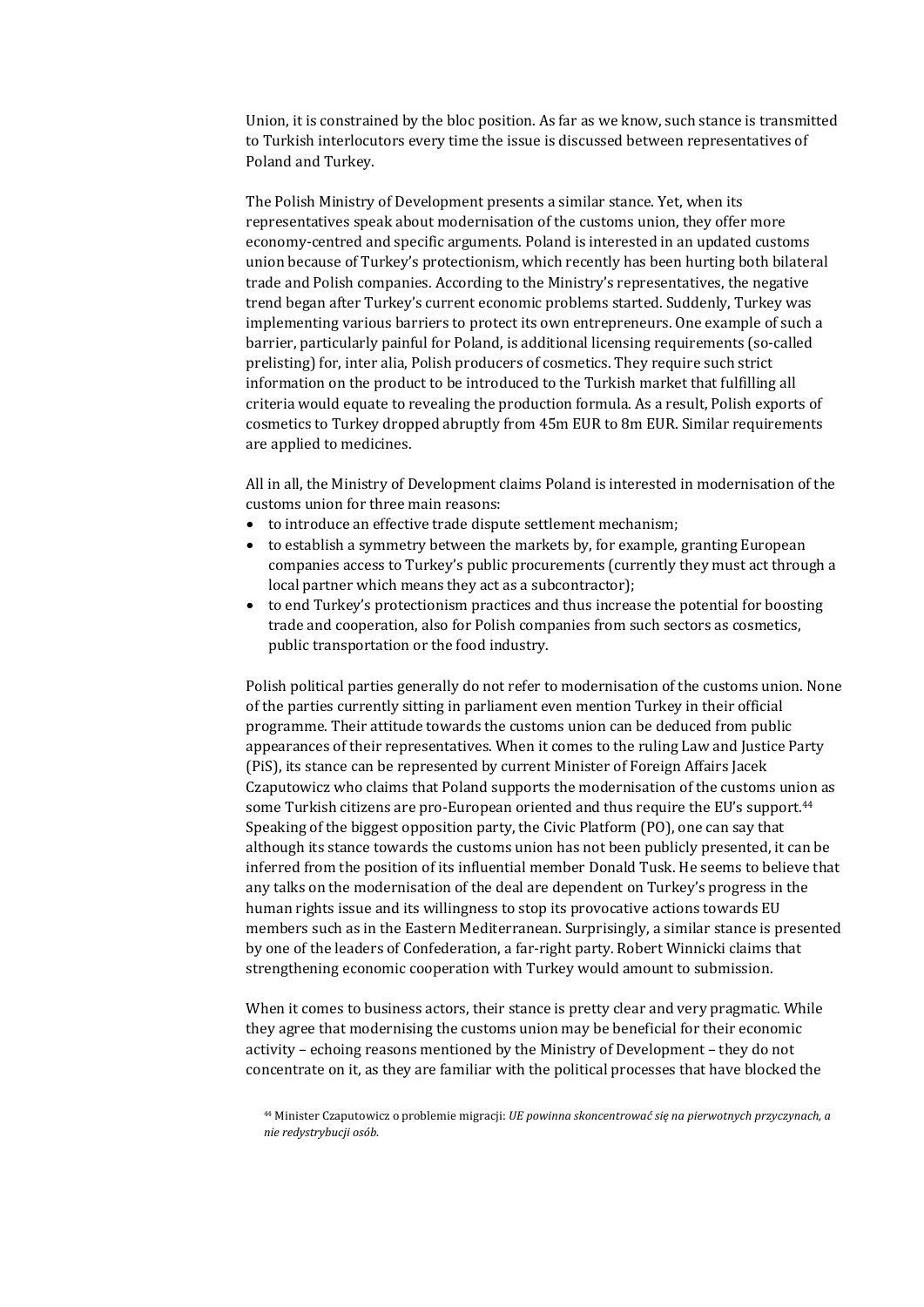Union, it is constrained by the bloc position. As far as we know, such stance is transmitted to Turkish interlocutors every time the issue is discussed between representatives of Poland and Turkey.

The Polish Ministry of Development presents a similar stance. Yet, when its representatives speak about modernisation of the customs union, they offer more economy-centred and specific arguments. Poland is interested in an updated customs union because of Turkey's protectionism, which recently has been hurting both bilateral trade and Polish companies. According to the Ministry's representatives, the negative trend began after Turkey's current economic problems started. Suddenly, Turkey was implementing various barriers to protect its own entrepreneurs. One example of such a barrier, particularly painful for Poland, is additional licensing requirements (so-called prelisting) for, inter alia, Polish producers of cosmetics. They require such strict information on the product to be introduced to the Turkish market that fulfilling all criteria would equate to revealing the production formula. As a result, Polish exports of cosmetics to Turkey dropped abruptly from 45m EUR to 8m EUR. Similar requirements are applied to medicines.

All in all, the Ministry of Development claims Poland is interested in modernisation of the customs union for three main reasons:

- to introduce an effective trade dispute settlement mechanism;
- to establish a symmetry between the markets by, for example, granting European companies access to Turkey's public procurements (currently they must act through a local partner which means they act as a subcontractor);
- to end Turkey's protectionism practices and thus increase the potential for boosting trade and cooperation, also for Polish companies from such sectors as cosmetics, public transportation or the food industry.

Polish political parties generally do not refer to modernisation of the customs union. None of the parties currently sitting in parliament even mention Turkey in their official programme. Their attitude towards the customs union can be deduced from public appearances of their representatives. When it comes to the ruling Law and Justice Party (PiS), its stance can be represented by current Minister of Foreign Affairs Jacek Czaputowicz who claims that Poland supports the modernisation of the customs union as some Turkish citizens are pro-European oriented and thus require the EU's support.[44] Speaking of the biggest opposition party, the Civic Platform (PO), one can say that although its stance towards the customs union has not been publicly presented, it can be inferred from the position of its influential member Donald Tusk. He seems to believe that any talks on the modernisation of the deal are dependent on Turkey's progress in the human rights issue and its willingness to stop its provocative actions towards EU members such as in the Eastern Mediterranean. Surprisingly, a similar stance is presented by one of the leaders of Confederation, a far-right party. Robert Winnicki claims that strengthening economic cooperation with Turkey would amount to submission.

When it comes to business actors, their stance is pretty clear and very pragmatic. While they agree that modernising the customs union may be beneficial for their economic activity – echoing reasons mentioned by the Ministry of Development – they do not concentrate on it, as they are familiar with the political processes that have blocked the

[44] Minister Czaputowicz o problemie migracji: *UE powinna skoncentrować się na pierwotnych przyczynach, a nie redystrybucji osób.*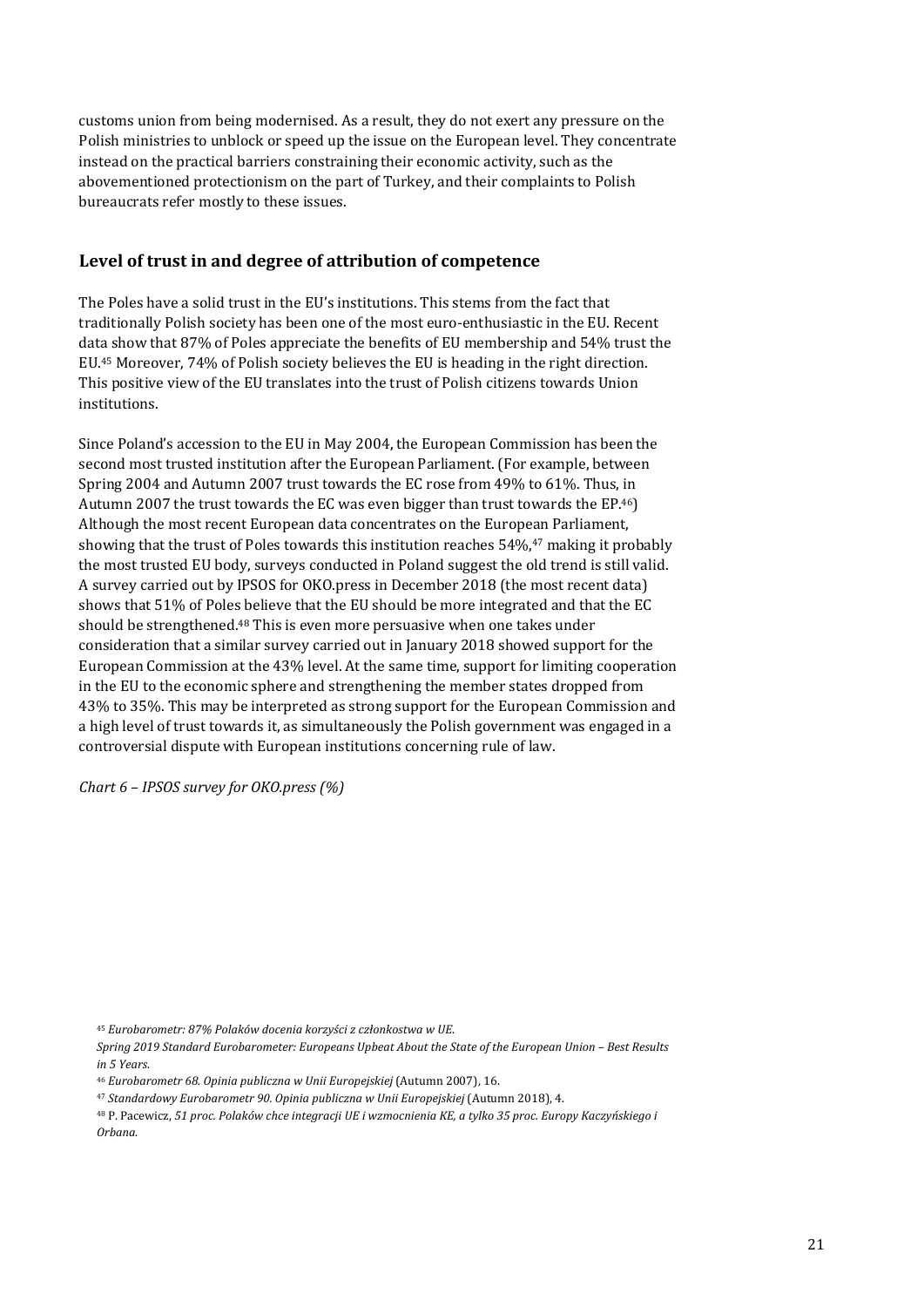customs union from being modernised. As a result, they do not exert any pressure on the Polish ministries to unblock or speed up the issue on the European level. They concentrate instead on the practical barriers constraining their economic activity, such as the abovementioned protectionism on the part of Turkey, and their complaints to Polish bureaucrats refer mostly to these issues.

## Level of trust in and degree of attribution of competence

The Poles have a solid trust in the EU's institutions. This stems from the fact that traditionally Polish society has been one of the most euro-enthusiastic in the EU. Recent data show that 87% of Poles appreciate the benefits of EU membership and 54% trust the EU.[45] Moreover, 74% of Polish society believes the EU is heading in the right direction. This positive view of the EU translates into the trust of Polish citizens towards Union institutions.

Since Poland's accession to the EU in May 2004, the European Commission has been the second most trusted institution after the European Parliament. (For example, between Spring 2004 and Autumn 2007 trust towards the EC rose from 49% to 61%. Thus, in Autumn 2007 the trust towards the EC was even bigger than trust towards the EP.[46]) Although the most recent European data concentrates on the European Parliament, showing that the trust of Poles towards this institution reaches 54%,[47] making it probably the most trusted EU body, surveys conducted in Poland suggest the old trend is still valid. A survey carried out by IPSOS for OKO.press in December 2018 (the most recent data) shows that 51% of Poles believe that the EU should be more integrated and that the EC should be strengthened.[48] This is even more persuasive when one takes under consideration that a similar survey carried out in January 2018 showed support for the European Commission at the 43% level. At the same time, support for limiting cooperation in the EU to the economic sphere and strengthening the member states dropped from 43% to 35%. This may be interpreted as strong support for the European Commission and a high level of trust towards it, as simultaneously the Polish government was engaged in a controversial dispute with European institutions concerning rule of law.

*Chart 6 – IPSOS survey for OKO.press (%)*

[45] *Eurobarometr: 87% Polaków docenia korzyści z członkostwa w UE*.
*Spring 2019 Standard Eurobarometer: Europeans Upbeat About the State of the European Union – Best Results in 5 Years*.

[46] *Eurobarometr 68. Opinia publiczna w Unii Europejskiej* (Autumn 2007), 16.

[47] *Standardowy Eurobarometr 90. Opinia publiczna w Unii Europejskiej* (Autumn 2018), 4.

[48] P. Pacewicz, *51 proc. Polaków chce integracji UE i wzmocnienia KE, a tylko 35 proc. Europy Kaczyńskiego i Orbana*.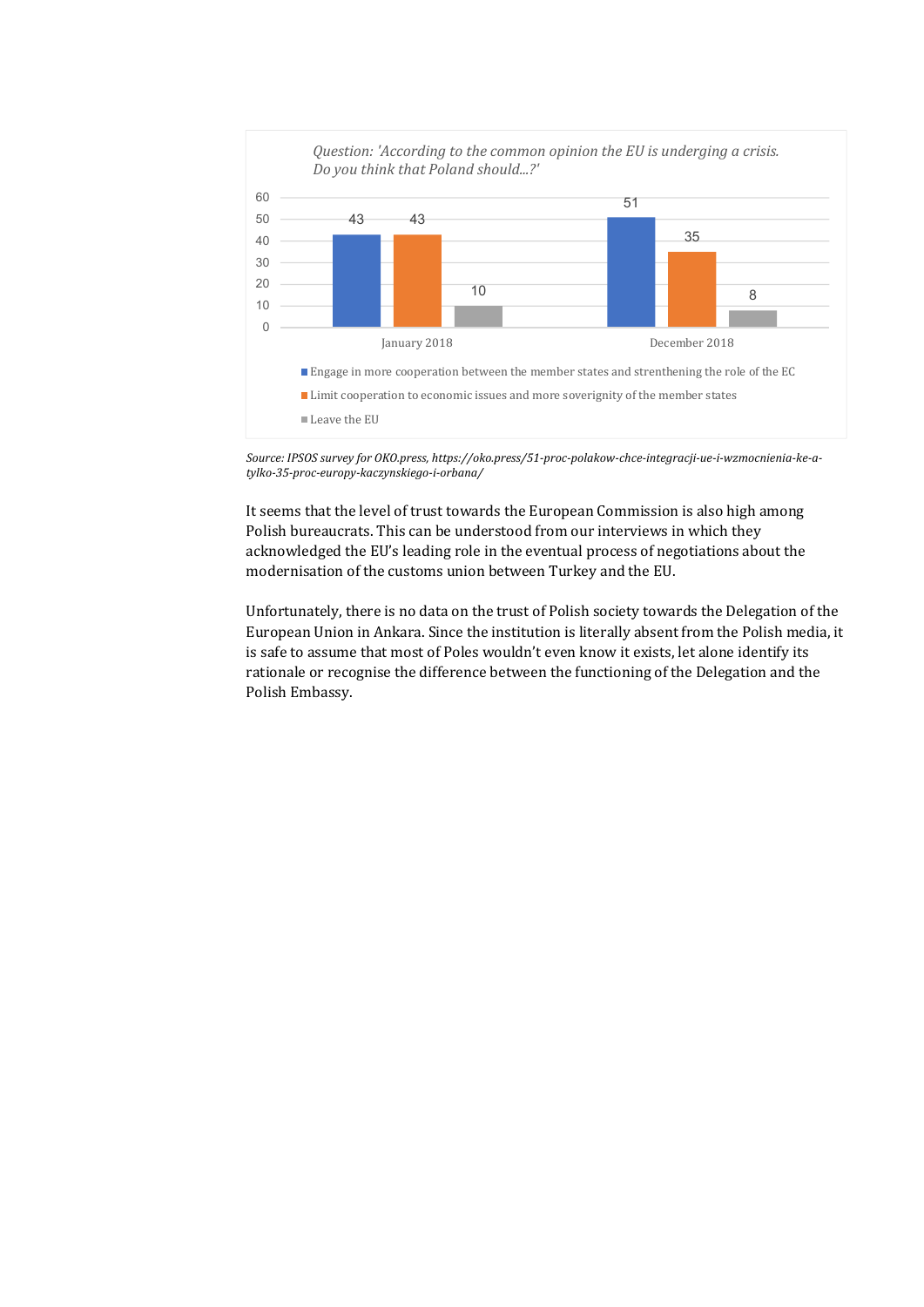*Question: 'According to the common opinion the EU is undergoing a crisis. Do you think that Poland should...?'*

| | January 2018 | December 2018 |
|---|---|---|
| Engage in more cooperation between the member states and strenthening the role of the EC | 43 | 51 |
| Limit cooperation to economic issues and more soverignity of the member states | 43 | 35 |
| Leave the EU | 10 | 8 |

*Source: IPSOS survey for OKO.press, https://oko.press/51-proc-polakow-chce-integracji-ue-i-wzmocnienia-ke-a-tylko-35-proc-europy-kaczynskiego-i-orbana/*

It seems that the level of trust towards the European Commission is also high among Polish bureaucrats. This can be understood from our interviews in which they acknowledged the EU's leading role in the eventual process of negotiations about the modernisation of the customs union between Turkey and the EU.

Unfortunately, there is no data on the trust of Polish society towards the Delegation of the European Union in Ankara. Since the institution is literally absent from the Polish media, it is safe to assume that most of Poles wouldn't even know it exists, let alone identify its rationale or recognise the difference between the functioning of the Delegation and the Polish Embassy.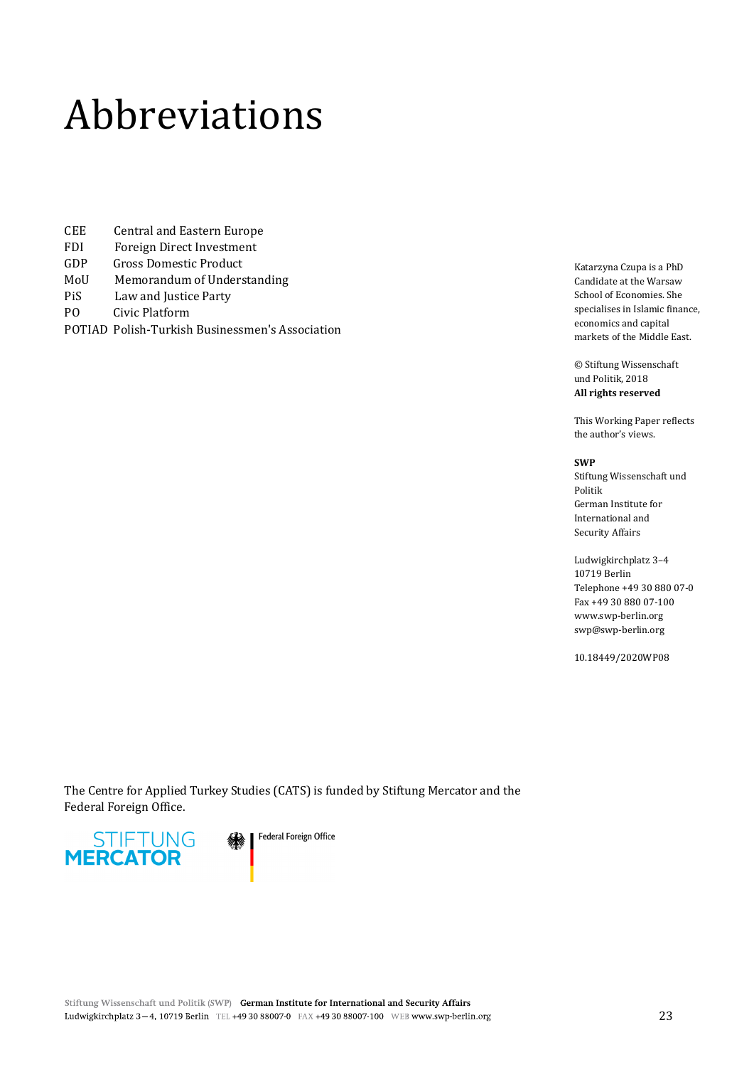# Abbreviations

| | |
|---|---|
| CEE | Central and Eastern Europe |
| FDI | Foreign Direct Investment |
| GDP | Gross Domestic Product |
| MoU | Memorandum of Understanding |
| PiS | Law and Justice Party |
| PO | Civic Platform |
| POTIAD | Polish-Turkish Businessmen's Association |

Katarzyna Czupa is a PhD Candidate at the Warsaw School of Economics. She specialises in Islamic finance, economics and capital markets of the Middle East.

© Stiftung Wissenschaft und Politik, 2018
**All rights reserved**

This Working Paper reflects the author's views.

**SWP**
Stiftung Wissenschaft und Politik
German Institute for International and Security Affairs

Ludwigkirchplatz 3–4
10719 Berlin
Telephone +49 30 880 07-0
Fax +49 30 880 07-100
www.swp-berlin.org
swp@swp-berlin.org

10.18449/2020WP08

The Centre for Applied Turkey Studies (CATS) is funded by Stiftung Mercator and the Federal Foreign Office.

STIFTUNG MERCATOR

Federal Foreign Office